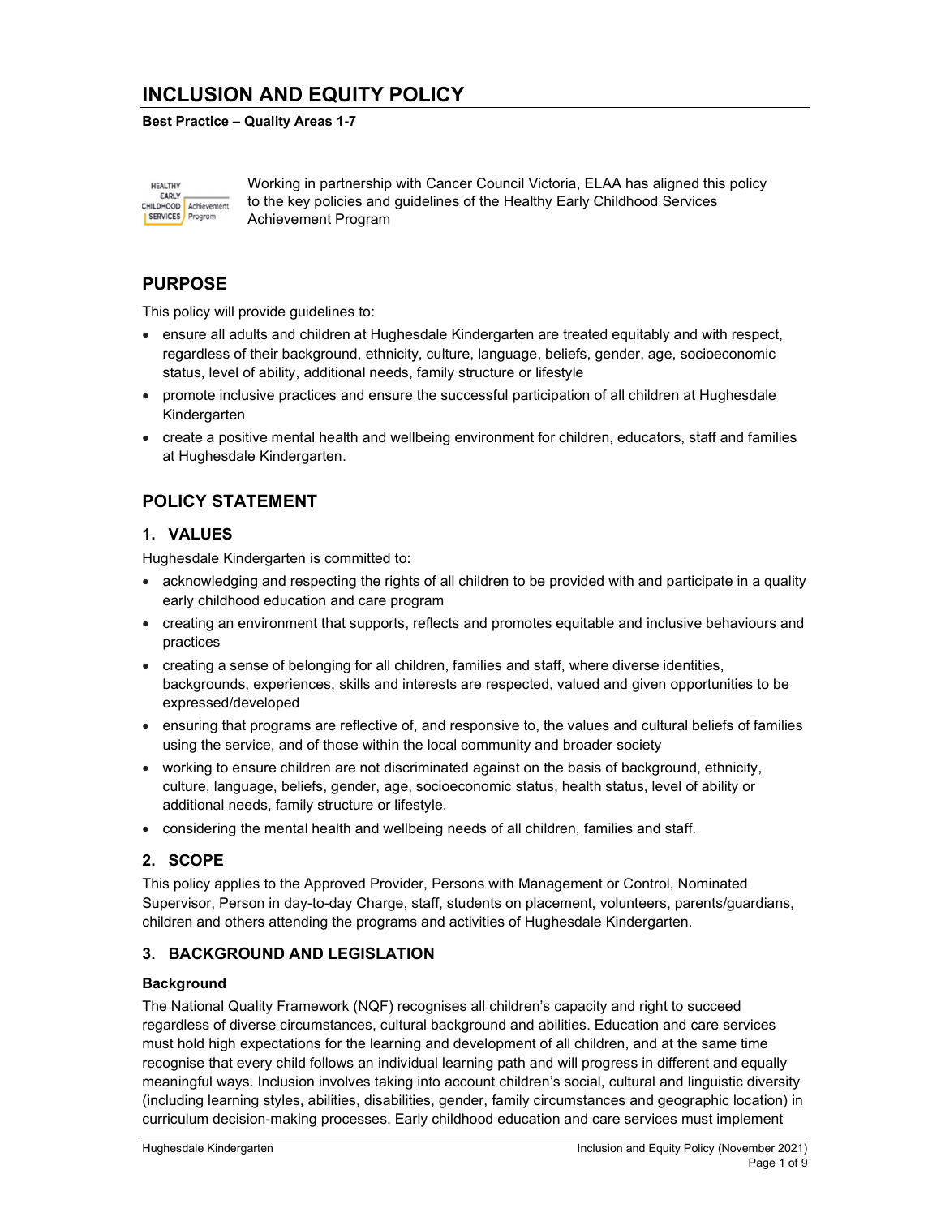# INCLUSION AND EQUITY POLICY

**Best Practice – Quality Areas 1-7**

Working in partnership with Cancer Council Victoria, ELAA has aligned this policy to the key policies and guidelines of the Healthy Early Childhood Services Achievement Program

## PURPOSE

This policy will provide guidelines to:

- ensure all adults and children at Hughesdale Kindergarten are treated equitably and with respect, regardless of their background, ethnicity, culture, language, beliefs, gender, age, socioeconomic status, level of ability, additional needs, family structure or lifestyle
- promote inclusive practices and ensure the successful participation of all children at Hughesdale Kindergarten
- create a positive mental health and wellbeing environment for children, educators, staff and families at Hughesdale Kindergarten.

## POLICY STATEMENT

### 1. VALUES

Hughesdale Kindergarten is committed to:

- acknowledging and respecting the rights of all children to be provided with and participate in a quality early childhood education and care program
- creating an environment that supports, reflects and promotes equitable and inclusive behaviours and practices
- creating a sense of belonging for all children, families and staff, where diverse identities, backgrounds, experiences, skills and interests are respected, valued and given opportunities to be expressed/developed
- ensuring that programs are reflective of, and responsive to, the values and cultural beliefs of families using the service, and of those within the local community and broader society
- working to ensure children are not discriminated against on the basis of background, ethnicity, culture, language, beliefs, gender, age, socioeconomic status, health status, level of ability or additional needs, family structure or lifestyle.
- considering the mental health and wellbeing needs of all children, families and staff.

### 2. SCOPE

This policy applies to the Approved Provider, Persons with Management or Control, Nominated Supervisor, Person in day-to-day Charge, staff, students on placement, volunteers, parents/guardians, children and others attending the programs and activities of Hughesdale Kindergarten.

### 3. BACKGROUND AND LEGISLATION

**Background**

The National Quality Framework (NQF) recognises all children's capacity and right to succeed regardless of diverse circumstances, cultural background and abilities. Education and care services must hold high expectations for the learning and development of all children, and at the same time recognise that every child follows an individual learning path and will progress in different and equally meaningful ways. Inclusion involves taking into account children's social, cultural and linguistic diversity (including learning styles, abilities, disabilities, gender, family circumstances and geographic location) in curriculum decision-making processes. Early childhood education and care services must implement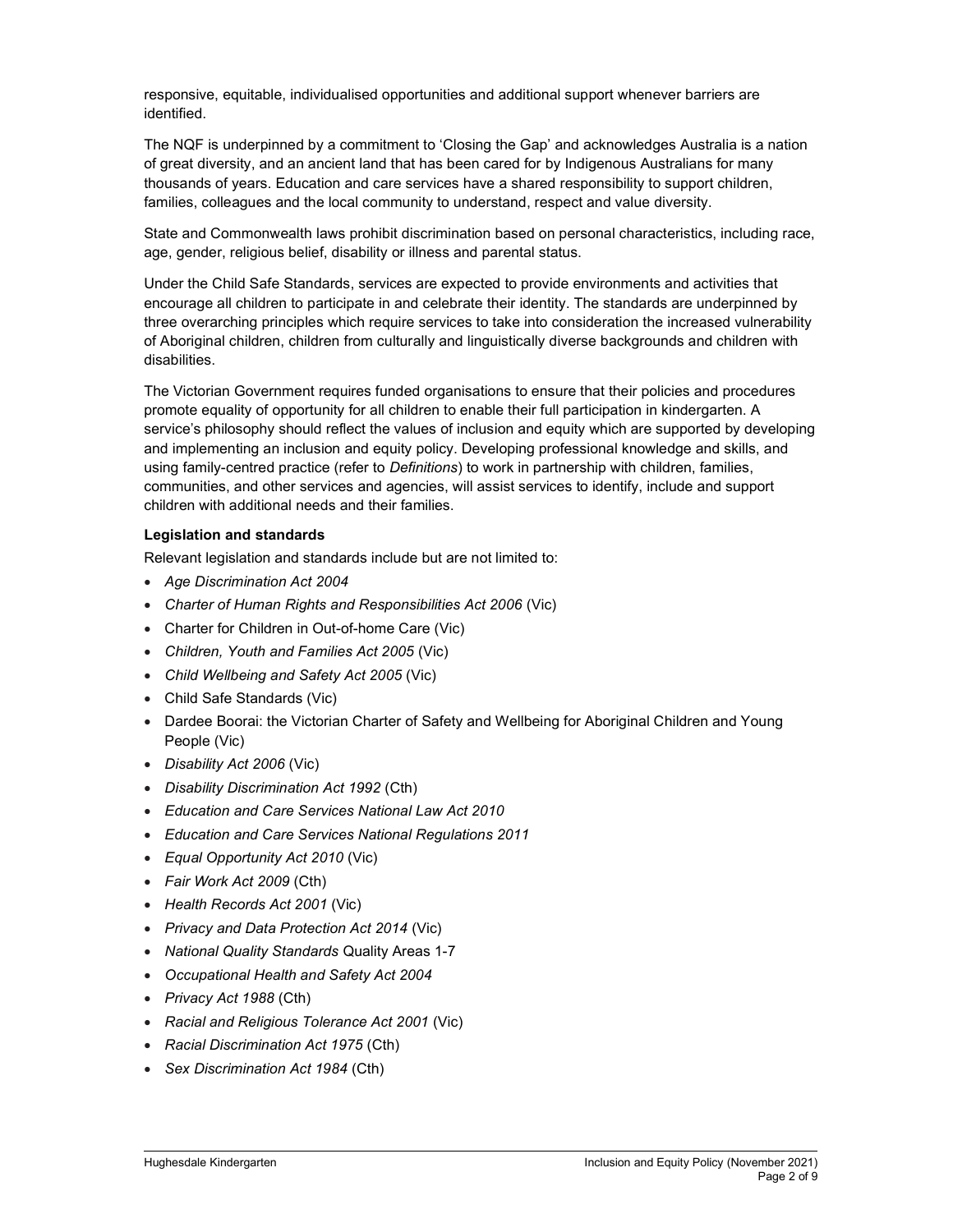responsive, equitable, individualised opportunities and additional support whenever barriers are identified.

The NQF is underpinned by a commitment to 'Closing the Gap' and acknowledges Australia is a nation of great diversity, and an ancient land that has been cared for by Indigenous Australians for many thousands of years. Education and care services have a shared responsibility to support children, families, colleagues and the local community to understand, respect and value diversity.

State and Commonwealth laws prohibit discrimination based on personal characteristics, including race, age, gender, religious belief, disability or illness and parental status.

Under the Child Safe Standards, services are expected to provide environments and activities that encourage all children to participate in and celebrate their identity. The standards are underpinned by three overarching principles which require services to take into consideration the increased vulnerability of Aboriginal children, children from culturally and linguistically diverse backgrounds and children with disabilities.

The Victorian Government requires funded organisations to ensure that their policies and procedures promote equality of opportunity for all children to enable their full participation in kindergarten. A service's philosophy should reflect the values of inclusion and equity which are supported by developing and implementing an inclusion and equity policy. Developing professional knowledge and skills, and using family-centred practice (refer to *Definitions*) to work in partnership with children, families, communities, and other services and agencies, will assist services to identify, include and support children with additional needs and their families.

**Legislation and standards**

Relevant legislation and standards include but are not limited to:

- *Age Discrimination Act 2004*
- *Charter of Human Rights and Responsibilities Act 2006* (Vic)
- Charter for Children in Out-of-home Care (Vic)
- *Children, Youth and Families Act 2005* (Vic)
- *Child Wellbeing and Safety Act 2005* (Vic)
- Child Safe Standards (Vic)
- Dardee Boorai: the Victorian Charter of Safety and Wellbeing for Aboriginal Children and Young People (Vic)
- *Disability Act 2006* (Vic)
- *Disability Discrimination Act 1992* (Cth)
- *Education and Care Services National Law Act 2010*
- *Education and Care Services National Regulations 2011*
- *Equal Opportunity Act 2010* (Vic)
- *Fair Work Act 2009* (Cth)
- *Health Records Act 2001* (Vic)
- *Privacy and Data Protection Act 2014* (Vic)
- *National Quality Standards* Quality Areas 1-7
- *Occupational Health and Safety Act 2004*
- *Privacy Act 1988* (Cth)
- *Racial and Religious Tolerance Act 2001* (Vic)
- *Racial Discrimination Act 1975* (Cth)
- *Sex Discrimination Act 1984* (Cth)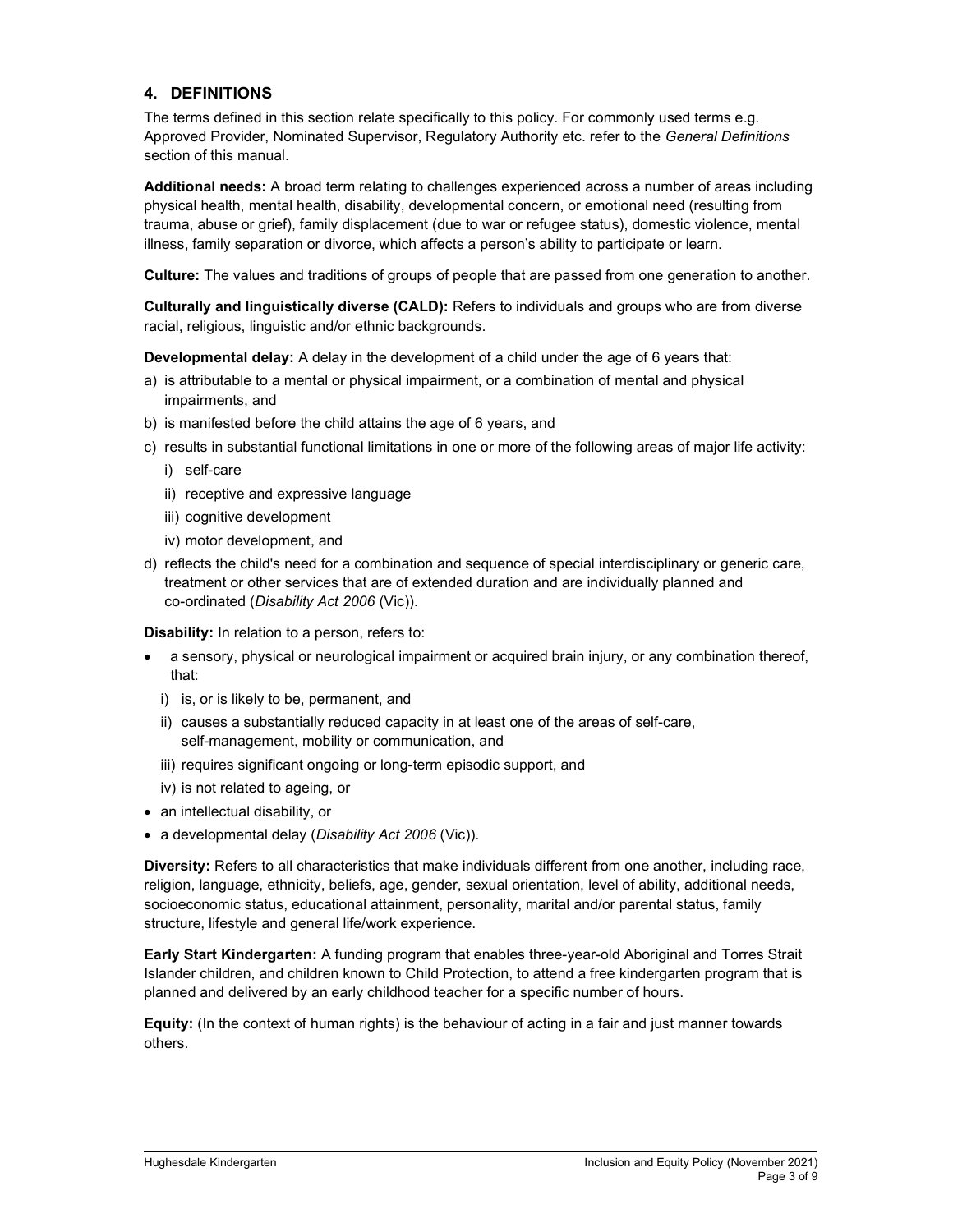## 4. DEFINITIONS

The terms defined in this section relate specifically to this policy. For commonly used terms e.g. Approved Provider, Nominated Supervisor, Regulatory Authority etc. refer to the *General Definitions* section of this manual.

**Additional needs:** A broad term relating to challenges experienced across a number of areas including physical health, mental health, disability, developmental concern, or emotional need (resulting from trauma, abuse or grief), family displacement (due to war or refugee status), domestic violence, mental illness, family separation or divorce, which affects a person's ability to participate or learn.

**Culture:** The values and traditions of groups of people that are passed from one generation to another.

**Culturally and linguistically diverse (CALD):** Refers to individuals and groups who are from diverse racial, religious, linguistic and/or ethnic backgrounds.

**Developmental delay:** A delay in the development of a child under the age of 6 years that:

a) is attributable to a mental or physical impairment, or a combination of mental and physical impairments, and
b) is manifested before the child attains the age of 6 years, and
c) results in substantial functional limitations in one or more of the following areas of major life activity:
   i) self-care
   ii) receptive and expressive language
   iii) cognitive development
   iv) motor development, and
d) reflects the child's need for a combination and sequence of special interdisciplinary or generic care, treatment or other services that are of extended duration and are individually planned and co-ordinated (*Disability Act 2006* (Vic)).

**Disability:** In relation to a person, refers to:

- a sensory, physical or neurological impairment or acquired brain injury, or any combination thereof, that:
  i) is, or is likely to be, permanent, and
  ii) causes a substantially reduced capacity in at least one of the areas of self-care, self-management, mobility or communication, and
  iii) requires significant ongoing or long-term episodic support, and
  iv) is not related to ageing, or
- an intellectual disability, or
- a developmental delay (*Disability Act 2006* (Vic)).

**Diversity:** Refers to all characteristics that make individuals different from one another, including race, religion, language, ethnicity, beliefs, age, gender, sexual orientation, level of ability, additional needs, socioeconomic status, educational attainment, personality, marital and/or parental status, family structure, lifestyle and general life/work experience.

**Early Start Kindergarten:** A funding program that enables three-year-old Aboriginal and Torres Strait Islander children, and children known to Child Protection, to attend a free kindergarten program that is planned and delivered by an early childhood teacher for a specific number of hours.

**Equity:** (In the context of human rights) is the behaviour of acting in a fair and just manner towards others.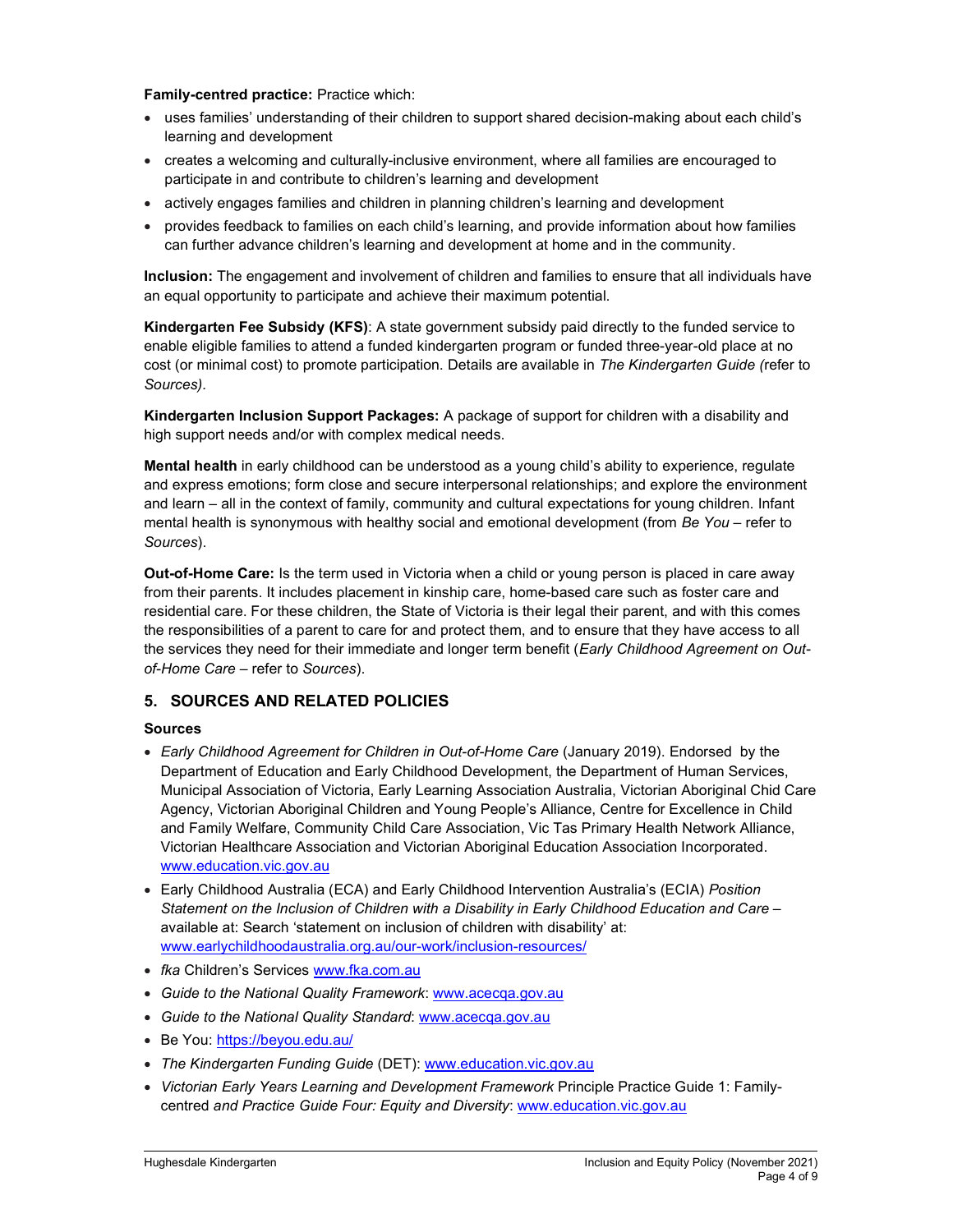**Family-centred practice:** Practice which:

- uses families' understanding of their children to support shared decision-making about each child's learning and development
- creates a welcoming and culturally-inclusive environment, where all families are encouraged to participate in and contribute to children's learning and development
- actively engages families and children in planning children's learning and development
- provides feedback to families on each child's learning, and provide information about how families can further advance children's learning and development at home and in the community.

**Inclusion:** The engagement and involvement of children and families to ensure that all individuals have an equal opportunity to participate and achieve their maximum potential.

**Kindergarten Fee Subsidy (KFS)**: A state government subsidy paid directly to the funded service to enable eligible families to attend a funded kindergarten program or funded three-year-old place at no cost (or minimal cost) to promote participation. Details are available in *The Kindergarten Guide (*refer to *Sources).*

**Kindergarten Inclusion Support Packages:** A package of support for children with a disability and high support needs and/or with complex medical needs.

**Mental health** in early childhood can be understood as a young child's ability to experience, regulate and express emotions; form close and secure interpersonal relationships; and explore the environment and learn – all in the context of family, community and cultural expectations for young children. Infant mental health is synonymous with healthy social and emotional development (from *Be You* – refer to *Sources*).

**Out-of-Home Care:** Is the term used in Victoria when a child or young person is placed in care away from their parents. It includes placement in kinship care, home-based care such as foster care and residential care. For these children, the State of Victoria is their legal their parent, and with this comes the responsibilities of a parent to care for and protect them, and to ensure that they have access to all the services they need for their immediate and longer term benefit (*Early Childhood Agreement on Out-of-Home Care* – refer to *Sources*).

## 5. SOURCES AND RELATED POLICIES

### Sources

- *Early Childhood Agreement for Children in Out-of-Home Care* (January 2019). Endorsed by the Department of Education and Early Childhood Development, the Department of Human Services, Municipal Association of Victoria, Early Learning Association Australia, Victorian Aboriginal Chid Care Agency, Victorian Aboriginal Children and Young People's Alliance, Centre for Excellence in Child and Family Welfare, Community Child Care Association, Vic Tas Primary Health Network Alliance, Victorian Healthcare Association and Victorian Aboriginal Education Association Incorporated. www.education.vic.gov.au
- Early Childhood Australia (ECA) and Early Childhood Intervention Australia's (ECIA) *Position Statement on the Inclusion of Children with a Disability in Early Childhood Education and Care* – available at: Search 'statement on inclusion of children with disability' at: www.earlychildhoodaustralia.org.au/our-work/inclusion-resources/
- *fka* Children's Services www.fka.com.au
- *Guide to the National Quality Framework*: www.acecqa.gov.au
- *Guide to the National Quality Standard*: www.acecqa.gov.au
- Be You: https://beyou.edu.au/
- *The Kindergarten Funding Guide* (DET): www.education.vic.gov.au
- *Victorian Early Years Learning and Development Framework* Principle Practice Guide 1: Family-centred *and Practice Guide Four: Equity and Diversity*: www.education.vic.gov.au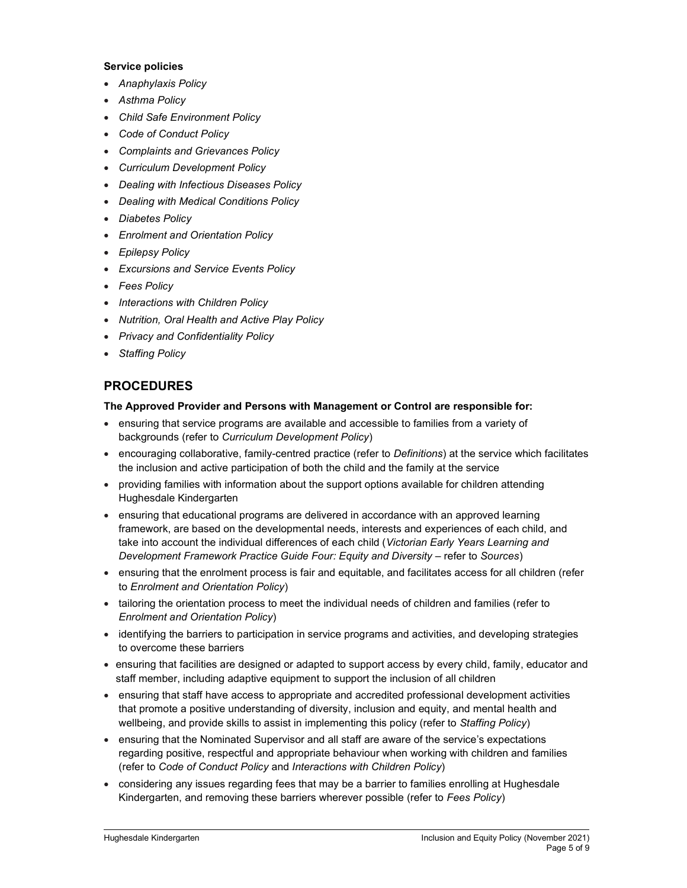**Service policies**

- *Anaphylaxis Policy*
- *Asthma Policy*
- *Child Safe Environment Policy*
- *Code of Conduct Policy*
- *Complaints and Grievances Policy*
- *Curriculum Development Policy*
- *Dealing with Infectious Diseases Policy*
- *Dealing with Medical Conditions Policy*
- *Diabetes Policy*
- *Enrolment and Orientation Policy*
- *Epilepsy Policy*
- *Excursions and Service Events Policy*
- *Fees Policy*
- *Interactions with Children Policy*
- *Nutrition, Oral Health and Active Play Policy*
- *Privacy and Confidentiality Policy*
- *Staffing Policy*

## PROCEDURES

**The Approved Provider and Persons with Management or Control are responsible for:**

- ensuring that service programs are available and accessible to families from a variety of backgrounds (refer to *Curriculum Development Policy*)
- encouraging collaborative, family-centred practice (refer to *Definitions*) at the service which facilitates the inclusion and active participation of both the child and the family at the service
- providing families with information about the support options available for children attending Hughesdale Kindergarten
- ensuring that educational programs are delivered in accordance with an approved learning framework, are based on the developmental needs, interests and experiences of each child, and take into account the individual differences of each child (*Victorian Early Years Learning and Development Framework Practice Guide Four: Equity and Diversity* – refer to *Sources*)
- ensuring that the enrolment process is fair and equitable, and facilitates access for all children (refer to *Enrolment and Orientation Policy*)
- tailoring the orientation process to meet the individual needs of children and families (refer to *Enrolment and Orientation Policy*)
- identifying the barriers to participation in service programs and activities, and developing strategies to overcome these barriers
- ensuring that facilities are designed or adapted to support access by every child, family, educator and staff member, including adaptive equipment to support the inclusion of all children
- ensuring that staff have access to appropriate and accredited professional development activities that promote a positive understanding of diversity, inclusion and equity, and mental health and wellbeing, and provide skills to assist in implementing this policy (refer to *Staffing Policy*)
- ensuring that the Nominated Supervisor and all staff are aware of the service's expectations regarding positive, respectful and appropriate behaviour when working with children and families (refer to *Code of Conduct Policy* and *Interactions with Children Policy*)
- considering any issues regarding fees that may be a barrier to families enrolling at Hughesdale Kindergarten, and removing these barriers wherever possible (refer to *Fees Policy*)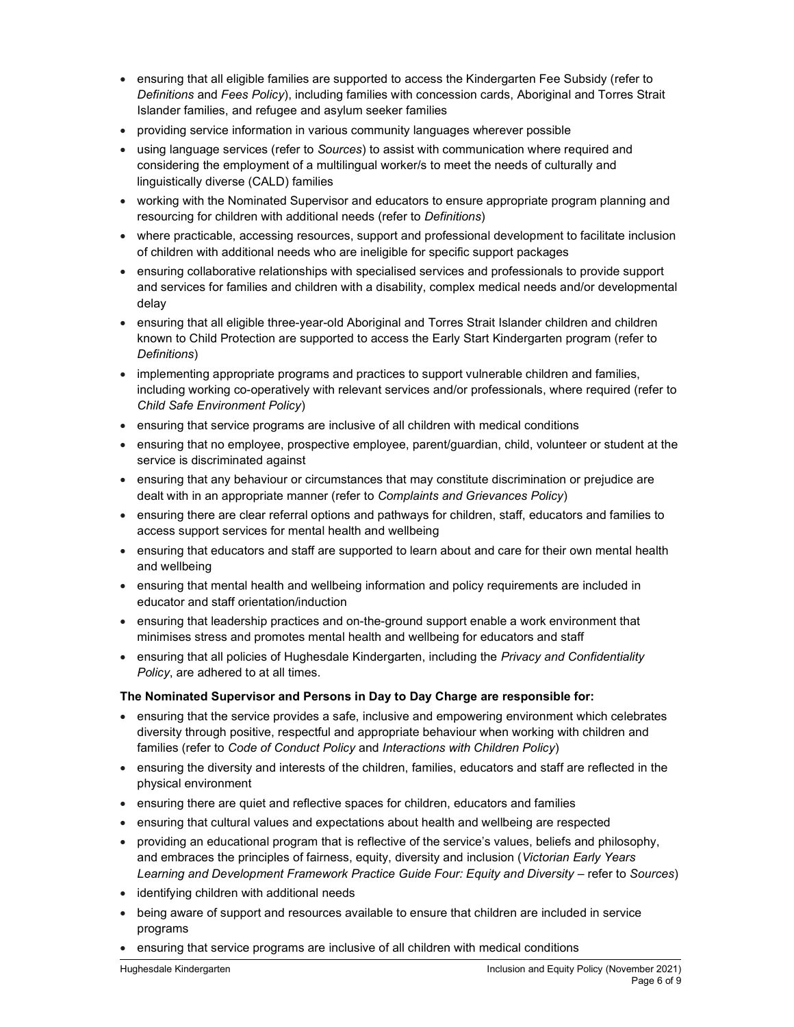- ensuring that all eligible families are supported to access the Kindergarten Fee Subsidy (refer to *Definitions* and *Fees Policy*), including families with concession cards, Aboriginal and Torres Strait Islander families, and refugee and asylum seeker families
- providing service information in various community languages wherever possible
- using language services (refer to *Sources*) to assist with communication where required and considering the employment of a multilingual worker/s to meet the needs of culturally and linguistically diverse (CALD) families
- working with the Nominated Supervisor and educators to ensure appropriate program planning and resourcing for children with additional needs (refer to *Definitions*)
- where practicable, accessing resources, support and professional development to facilitate inclusion of children with additional needs who are ineligible for specific support packages
- ensuring collaborative relationships with specialised services and professionals to provide support and services for families and children with a disability, complex medical needs and/or developmental delay
- ensuring that all eligible three-year-old Aboriginal and Torres Strait Islander children and children known to Child Protection are supported to access the Early Start Kindergarten program (refer to *Definitions*)
- implementing appropriate programs and practices to support vulnerable children and families, including working co-operatively with relevant services and/or professionals, where required (refer to *Child Safe Environment Policy*)
- ensuring that service programs are inclusive of all children with medical conditions
- ensuring that no employee, prospective employee, parent/guardian, child, volunteer or student at the service is discriminated against
- ensuring that any behaviour or circumstances that may constitute discrimination or prejudice are dealt with in an appropriate manner (refer to *Complaints and Grievances Policy*)
- ensuring there are clear referral options and pathways for children, staff, educators and families to access support services for mental health and wellbeing
- ensuring that educators and staff are supported to learn about and care for their own mental health and wellbeing
- ensuring that mental health and wellbeing information and policy requirements are included in educator and staff orientation/induction
- ensuring that leadership practices and on-the-ground support enable a work environment that minimises stress and promotes mental health and wellbeing for educators and staff
- ensuring that all policies of Hughesdale Kindergarten, including the *Privacy and Confidentiality Policy*, are adhered to at all times.

**The Nominated Supervisor and Persons in Day to Day Charge are responsible for:**

- ensuring that the service provides a safe, inclusive and empowering environment which celebrates diversity through positive, respectful and appropriate behaviour when working with children and families (refer to *Code of Conduct Policy* and *Interactions with Children Policy*)
- ensuring the diversity and interests of the children, families, educators and staff are reflected in the physical environment
- ensuring there are quiet and reflective spaces for children, educators and families
- ensuring that cultural values and expectations about health and wellbeing are respected
- providing an educational program that is reflective of the service's values, beliefs and philosophy, and embraces the principles of fairness, equity, diversity and inclusion (*Victorian Early Years Learning and Development Framework Practice Guide Four: Equity and Diversity* – refer to *Sources*)
- identifying children with additional needs
- being aware of support and resources available to ensure that children are included in service programs
- ensuring that service programs are inclusive of all children with medical conditions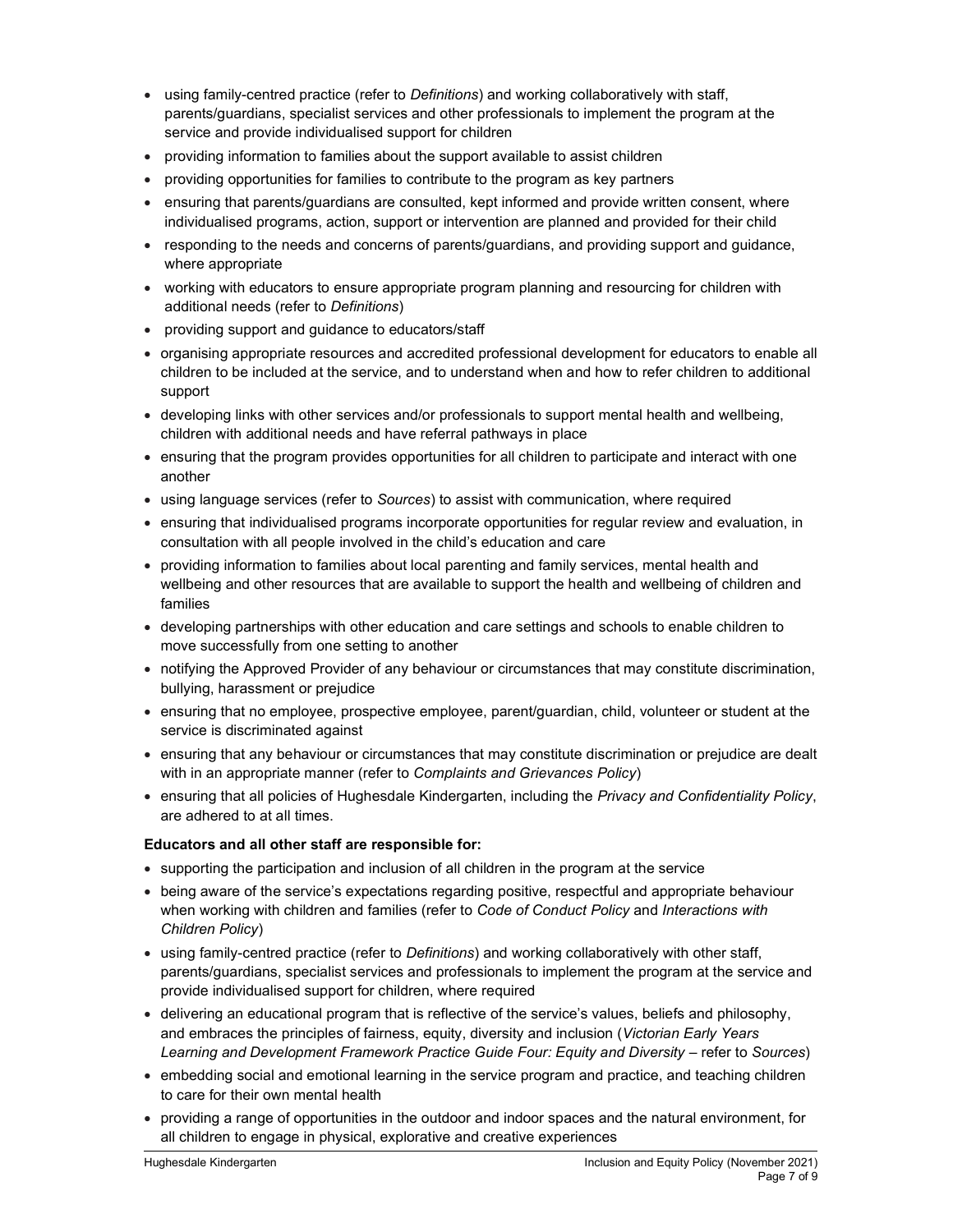- using family-centred practice (refer to *Definitions*) and working collaboratively with staff, parents/guardians, specialist services and other professionals to implement the program at the service and provide individualised support for children
- providing information to families about the support available to assist children
- providing opportunities for families to contribute to the program as key partners
- ensuring that parents/guardians are consulted, kept informed and provide written consent, where individualised programs, action, support or intervention are planned and provided for their child
- responding to the needs and concerns of parents/guardians, and providing support and guidance, where appropriate
- working with educators to ensure appropriate program planning and resourcing for children with additional needs (refer to *Definitions*)
- providing support and guidance to educators/staff
- organising appropriate resources and accredited professional development for educators to enable all children to be included at the service, and to understand when and how to refer children to additional support
- developing links with other services and/or professionals to support mental health and wellbeing, children with additional needs and have referral pathways in place
- ensuring that the program provides opportunities for all children to participate and interact with one another
- using language services (refer to *Sources*) to assist with communication, where required
- ensuring that individualised programs incorporate opportunities for regular review and evaluation, in consultation with all people involved in the child's education and care
- providing information to families about local parenting and family services, mental health and wellbeing and other resources that are available to support the health and wellbeing of children and families
- developing partnerships with other education and care settings and schools to enable children to move successfully from one setting to another
- notifying the Approved Provider of any behaviour or circumstances that may constitute discrimination, bullying, harassment or prejudice
- ensuring that no employee, prospective employee, parent/guardian, child, volunteer or student at the service is discriminated against
- ensuring that any behaviour or circumstances that may constitute discrimination or prejudice are dealt with in an appropriate manner (refer to *Complaints and Grievances Policy*)
- ensuring that all policies of Hughesdale Kindergarten, including the *Privacy and Confidentiality Policy*, are adhered to at all times.

**Educators and all other staff are responsible for:**

- supporting the participation and inclusion of all children in the program at the service
- being aware of the service's expectations regarding positive, respectful and appropriate behaviour when working with children and families (refer to *Code of Conduct Policy* and *Interactions with Children Policy*)
- using family-centred practice (refer to *Definitions*) and working collaboratively with other staff, parents/guardians, specialist services and professionals to implement the program at the service and provide individualised support for children, where required
- delivering an educational program that is reflective of the service's values, beliefs and philosophy, and embraces the principles of fairness, equity, diversity and inclusion (*Victorian Early Years Learning and Development Framework Practice Guide Four: Equity and Diversity* – refer to *Sources*)
- embedding social and emotional learning in the service program and practice, and teaching children to care for their own mental health
- providing a range of opportunities in the outdoor and indoor spaces and the natural environment, for all children to engage in physical, explorative and creative experiences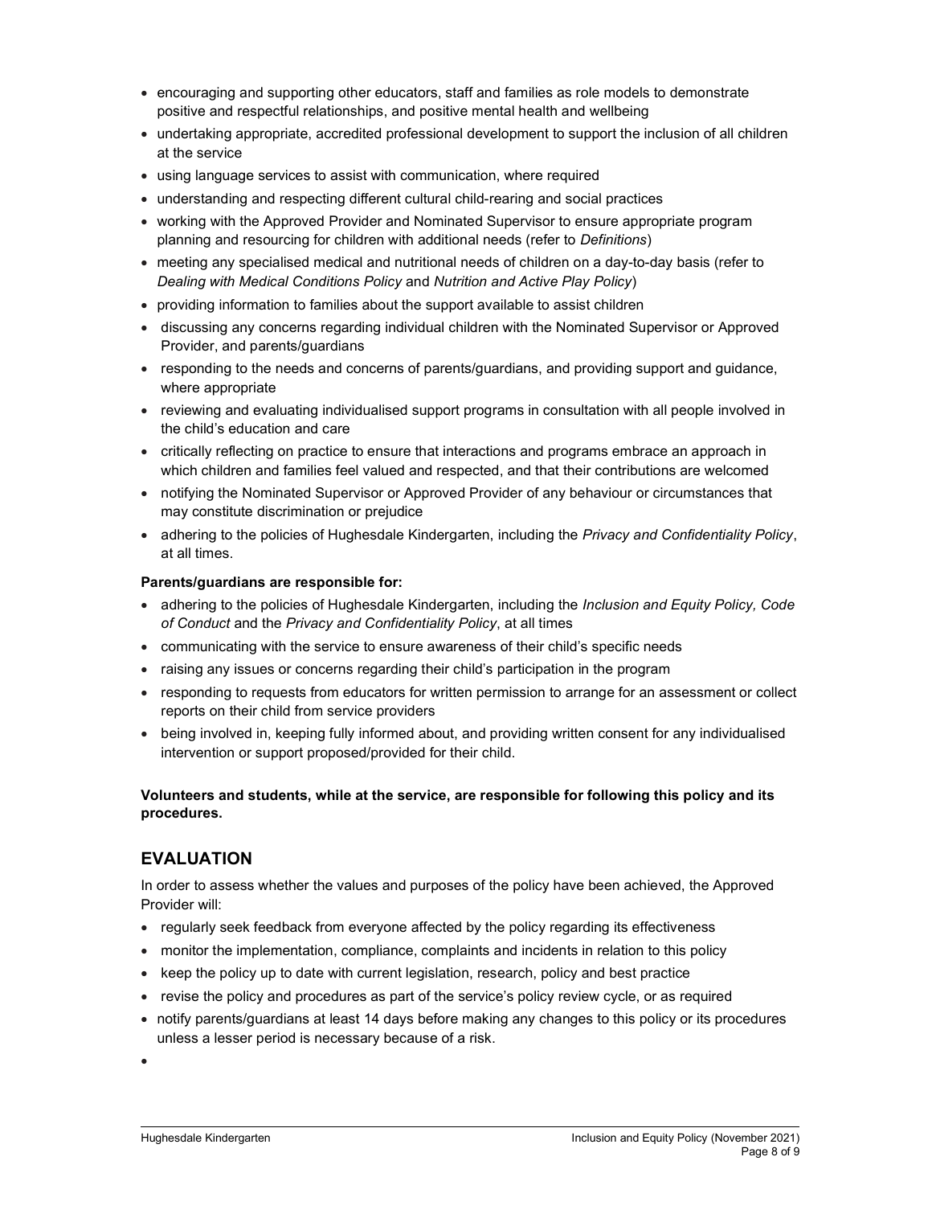- encouraging and supporting other educators, staff and families as role models to demonstrate positive and respectful relationships, and positive mental health and wellbeing
- undertaking appropriate, accredited professional development to support the inclusion of all children at the service
- using language services to assist with communication, where required
- understanding and respecting different cultural child-rearing and social practices
- working with the Approved Provider and Nominated Supervisor to ensure appropriate program planning and resourcing for children with additional needs (refer to *Definitions*)
- meeting any specialised medical and nutritional needs of children on a day-to-day basis (refer to *Dealing with Medical Conditions Policy* and *Nutrition and Active Play Policy*)
- providing information to families about the support available to assist children
- discussing any concerns regarding individual children with the Nominated Supervisor or Approved Provider, and parents/guardians
- responding to the needs and concerns of parents/guardians, and providing support and guidance, where appropriate
- reviewing and evaluating individualised support programs in consultation with all people involved in the child's education and care
- critically reflecting on practice to ensure that interactions and programs embrace an approach in which children and families feel valued and respected, and that their contributions are welcomed
- notifying the Nominated Supervisor or Approved Provider of any behaviour or circumstances that may constitute discrimination or prejudice
- adhering to the policies of Hughesdale Kindergarten, including the *Privacy and Confidentiality Policy*, at all times.

**Parents/guardians are responsible for:**

- adhering to the policies of Hughesdale Kindergarten, including the *Inclusion and Equity Policy, Code of Conduct* and the *Privacy and Confidentiality Policy*, at all times
- communicating with the service to ensure awareness of their child's specific needs
- raising any issues or concerns regarding their child's participation in the program
- responding to requests from educators for written permission to arrange for an assessment or collect reports on their child from service providers
- being involved in, keeping fully informed about, and providing written consent for any individualised intervention or support proposed/provided for their child.

**Volunteers and students, while at the service, are responsible for following this policy and its procedures.**

## EVALUATION

In order to assess whether the values and purposes of the policy have been achieved, the Approved Provider will:

- regularly seek feedback from everyone affected by the policy regarding its effectiveness
- monitor the implementation, compliance, complaints and incidents in relation to this policy
- keep the policy up to date with current legislation, research, policy and best practice
- revise the policy and procedures as part of the service's policy review cycle, or as required
- notify parents/guardians at least 14 days before making any changes to this policy or its procedures unless a lesser period is necessary because of a risk.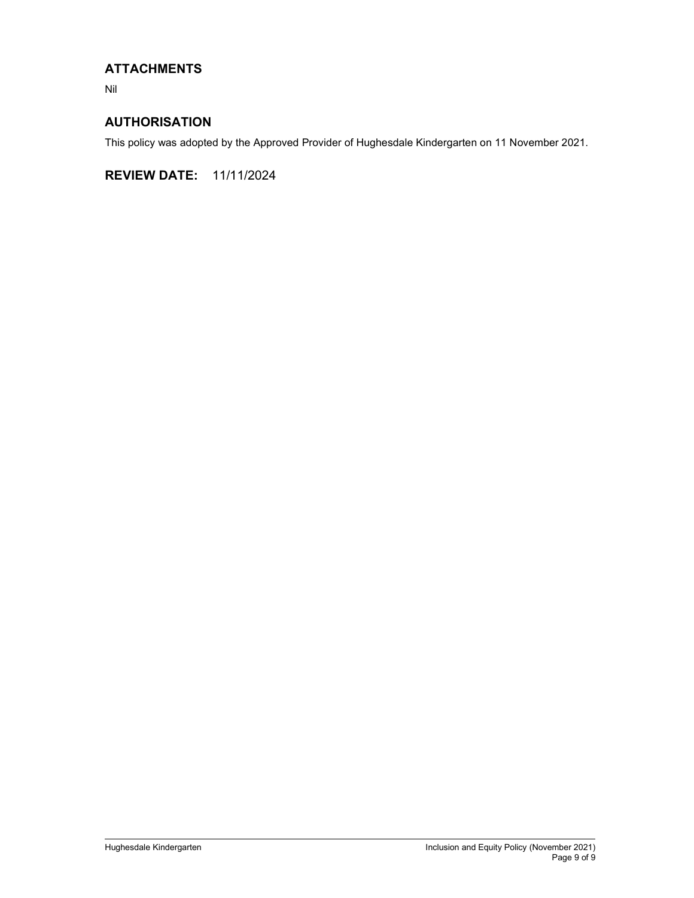## ATTACHMENTS

Nil

## AUTHORISATION

This policy was adopted by the Approved Provider of Hughesdale Kindergarten on 11 November 2021.

## REVIEW DATE: 11/11/2024